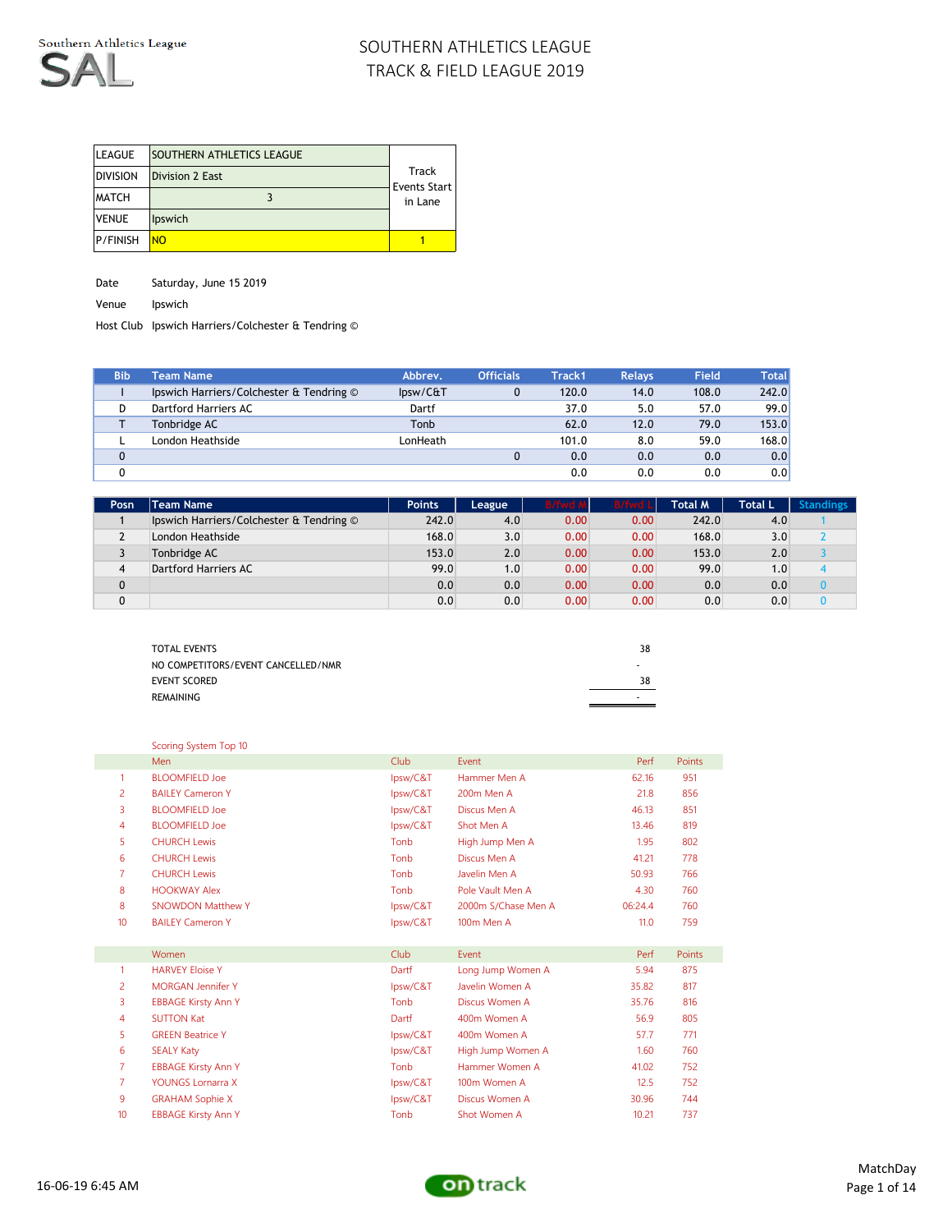Southern Athletics League

SAL

# SOUTHERN ATHLETICS LEAGUE
# TRACK & FIELD LEAGUE 2019

| LEAGUE | SOUTHERN ATHLETICS LEAGUE | Track Events Start in Lane |
|---|---|---|
| DIVISION | Division 2 East | |
| MATCH | 3 | |
| VENUE | Ipswich | |
| P/FINISH | NO | 1 |

Date Saturday, June 15 2019

Venue Ipswich

Host Club Ipswich Harriers/Colchester & Tendring ©

| Bib | Team Name | Abbrev. | Officials | Track1 | Relays | Field | Total |
|---|---|---|---|---|---|---|---|
| I | Ipswich Harriers/Colchester & Tendring © | Ipsw/C&T | 0 | 120.0 | 14.0 | 108.0 | 242.0 |
| D | Dartford Harriers AC | Dartf | | 37.0 | 5.0 | 57.0 | 99.0 |
| T | Tonbridge AC | Tonb | | 62.0 | 12.0 | 79.0 | 153.0 |
| L | London Heathside | LonHeath | | 101.0 | 8.0 | 59.0 | 168.0 |
| 0 | | | 0 | 0.0 | 0.0 | 0.0 | 0.0 |
| 0 | | | | 0.0 | 0.0 | 0.0 | 0.0 |

| Posn | Team Name | Points | League | B/fwd M | B/fwd L | Total M | Total L | Standings |
|---|---|---|---|---|---|---|---|---|
| 1 | Ipswich Harriers/Colchester & Tendring © | 242.0 | 4.0 | 0.00 | 0.00 | 242.0 | 4.0 | 1 |
| 2 | London Heathside | 168.0 | 3.0 | 0.00 | 0.00 | 168.0 | 3.0 | 2 |
| 3 | Tonbridge AC | 153.0 | 2.0 | 0.00 | 0.00 | 153.0 | 2.0 | 3 |
| 4 | Dartford Harriers AC | 99.0 | 1.0 | 0.00 | 0.00 | 99.0 | 1.0 | 4 |
| 0 | | 0.0 | 0.0 | 0.00 | 0.00 | 0.0 | 0.0 | 0 |
| 0 | | 0.0 | 0.0 | 0.00 | 0.00 | 0.0 | 0.0 | 0 |

| | |
|---|---|
| TOTAL EVENTS | 38 |
| NO COMPETITORS/EVENT CANCELLED/NMR | - |
| EVENT SCORED | 38 |
| REMAINING | - |

Scoring System Top 10

| | Men | Club | Event | Perf | Points |
|---|---|---|---|---|---|
| 1 | BLOOMFIELD Joe | Ipsw/C&T | Hammer Men A | 62.16 | 951 |
| 2 | BAILEY Cameron Y | Ipsw/C&T | 200m Men A | 21.8 | 856 |
| 3 | BLOOMFIELD Joe | Ipsw/C&T | Discus Men A | 46.13 | 851 |
| 4 | BLOOMFIELD Joe | Ipsw/C&T | Shot Men A | 13.46 | 819 |
| 5 | CHURCH Lewis | Tonb | High Jump Men A | 1.95 | 802 |
| 6 | CHURCH Lewis | Tonb | Discus Men A | 41.21 | 778 |
| 7 | CHURCH Lewis | Tonb | Javelin Men A | 50.93 | 766 |
| 8 | HOOKWAY Alex | Tonb | Pole Vault Men A | 4.30 | 760 |
| 8 | SNOWDON Matthew Y | Ipsw/C&T | 2000m S/Chase Men A | 06:24.4 | 760 |
| 10 | BAILEY Cameron Y | Ipsw/C&T | 100m Men A | 11.0 | 759 |

| | Women | Club | Event | Perf | Points |
|---|---|---|---|---|---|
| 1 | HARVEY Eloise Y | Dartf | Long Jump Women A | 5.94 | 875 |
| 2 | MORGAN Jennifer Y | Ipsw/C&T | Javelin Women A | 35.82 | 817 |
| 3 | EBBAGE Kirsty Ann Y | Tonb | Discus Women A | 35.76 | 816 |
| 4 | SUTTON Kat | Dartf | 400m Women A | 56.9 | 805 |
| 5 | GREEN Beatrice Y | Ipsw/C&T | 400m Women A | 57.7 | 771 |
| 6 | SEALY Katy | Ipsw/C&T | High Jump Women A | 1.60 | 760 |
| 7 | EBBAGE Kirsty Ann Y | Tonb | Hammer Women A | 41.02 | 752 |
| 7 | YOUNGS Lornarra X | Ipsw/C&T | 100m Women A | 12.5 | 752 |
| 9 | GRAHAM Sophie X | Ipsw/C&T | Discus Women A | 30.96 | 744 |
| 10 | EBBAGE Kirsty Ann Y | Tonb | Shot Women A | 10.21 | 737 |

16-06-19 6:45 AM

ontrack

MatchDay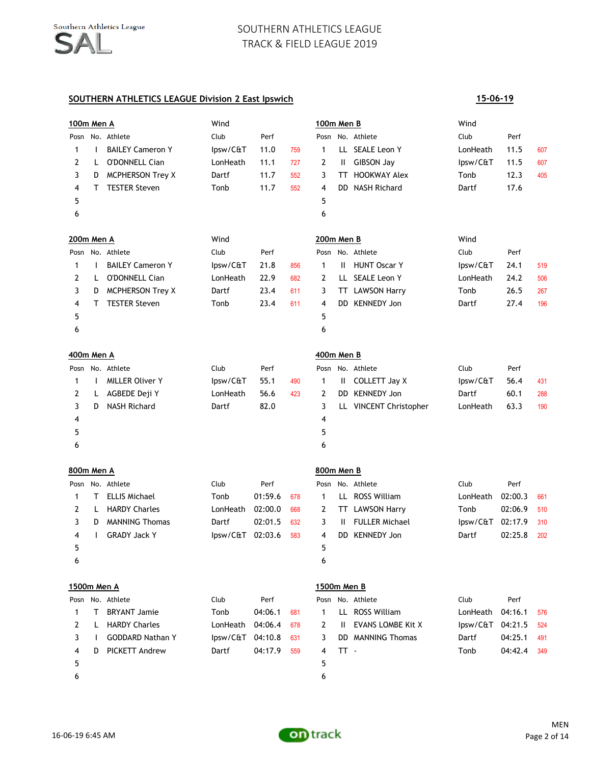# SOUTHERN ATHLETICS LEAGUE
## TRACK & FIELD LEAGUE 2019

### SOUTHERN ATHLETICS LEAGUE Division 2 East Ipswich

**15-06-19**

#### 100m Men A

Wind

| Posn | No. | Athlete | Club | Perf | |
|---|---|---|---|---|---|
| 1 | I | BAILEY Cameron Y | Ipsw/C&T | 11.0 | 759 |
| 2 | L | O'DONNELL Cian | LonHeath | 11.1 | 727 |
| 3 | D | MCPHERSON Trey X | Dartf | 11.7 | 552 |
| 4 | T | TESTER Steven | Tonb | 11.7 | 552 |
| 5 | | | | | |
| 6 | | | | | |

#### 100m Men B

Wind

| Posn | No. | Athlete | Club | Perf | |
|---|---|---|---|---|---|
| 1 | LL | SEALE Leon Y | LonHeath | 11.5 | 607 |
| 2 | II | GIBSON Jay | Ipsw/C&T | 11.5 | 607 |
| 3 | TT | HOOKWAY Alex | Tonb | 12.3 | 405 |
| 4 | DD | NASH Richard | Dartf | 17.6 | |
| 5 | | | | | |
| 6 | | | | | |

#### 200m Men A

Wind

| Posn | No. | Athlete | Club | Perf | |
|---|---|---|---|---|---|
| 1 | I | BAILEY Cameron Y | Ipsw/C&T | 21.8 | 856 |
| 2 | L | O'DONNELL Cian | LonHeath | 22.9 | 682 |
| 3 | D | MCPHERSON Trey X | Dartf | 23.4 | 611 |
| 4 | T | TESTER Steven | Tonb | 23.4 | 611 |
| 5 | | | | | |
| 6 | | | | | |

#### 200m Men B

Wind

| Posn | No. | Athlete | Club | Perf | |
|---|---|---|---|---|---|
| 1 | II | HUNT Oscar Y | Ipsw/C&T | 24.1 | 519 |
| 2 | LL | SEALE Leon Y | LonHeath | 24.2 | 506 |
| 3 | TT | LAWSON Harry | Tonb | 26.5 | 267 |
| 4 | DD | KENNEDY Jon | Dartf | 27.4 | 196 |
| 5 | | | | | |
| 6 | | | | | |

#### 400m Men A

| Posn | No. | Athlete | Club | Perf | |
|---|---|---|---|---|---|
| 1 | I | MILLER Oliver Y | Ipsw/C&T | 55.1 | 490 |
| 2 | L | AGBEDE Deji Y | LonHeath | 56.6 | 423 |
| 3 | D | NASH Richard | Dartf | 82.0 | |
| 4 | | | | | |
| 5 | | | | | |
| 6 | | | | | |

#### 400m Men B

| Posn | No. | Athlete | Club | Perf | |
|---|---|---|---|---|---|
| 1 | II | COLLETT Jay X | Ipsw/C&T | 56.4 | 431 |
| 2 | DD | KENNEDY Jon | Dartf | 60.1 | 288 |
| 3 | LL | VINCENT Christopher | LonHeath | 63.3 | 190 |
| 4 | | | | | |
| 5 | | | | | |
| 6 | | | | | |

#### 800m Men A

| Posn | No. | Athlete | Club | Perf | |
|---|---|---|---|---|---|
| 1 | T | ELLIS Michael | Tonb | 01:59.6 | 678 |
| 2 | L | HARDY Charles | LonHeath | 02:00.0 | 668 |
| 3 | D | MANNING Thomas | Dartf | 02:01.5 | 632 |
| 4 | I | GRADY Jack Y | Ipsw/C&T | 02:03.6 | 583 |
| 5 | | | | | |
| 6 | | | | | |

#### 800m Men B

| Posn | No. | Athlete | Club | Perf | |
|---|---|---|---|---|---|
| 1 | LL | ROSS William | LonHeath | 02:00.3 | 661 |
| 2 | TT | LAWSON Harry | Tonb | 02:06.9 | 510 |
| 3 | II | FULLER Michael | Ipsw/C&T | 02:17.9 | 310 |
| 4 | DD | KENNEDY Jon | Dartf | 02:25.8 | 202 |
| 5 | | | | | |
| 6 | | | | | |

#### 1500m Men A

| Posn | No. | Athlete | Club | Perf | |
|---|---|---|---|---|---|
| 1 | T | BRYANT Jamie | Tonb | 04:06.1 | 681 |
| 2 | L | HARDY Charles | LonHeath | 04:06.4 | 678 |
| 3 | I | GODDARD Nathan Y | Ipsw/C&T | 04:10.8 | 631 |
| 4 | D | PICKETT Andrew | Dartf | 04:17.9 | 559 |
| 5 | | | | | |
| 6 | | | | | |

#### 1500m Men B

| Posn | No. | Athlete | Club | Perf | |
|---|---|---|---|---|---|
| 1 | LL | ROSS William | LonHeath | 04:16.1 | 576 |
| 2 | II | EVANS LOMBE Kit X | Ipsw/C&T | 04:21.5 | 524 |
| 3 | DD | MANNING Thomas | Dartf | 04:25.1 | 491 |
| 4 | TT | - | Tonb | 04:42.4 | 349 |
| 5 | | | | | |
| 6 | | | | | |

16-06-19 6:45 AM

MEN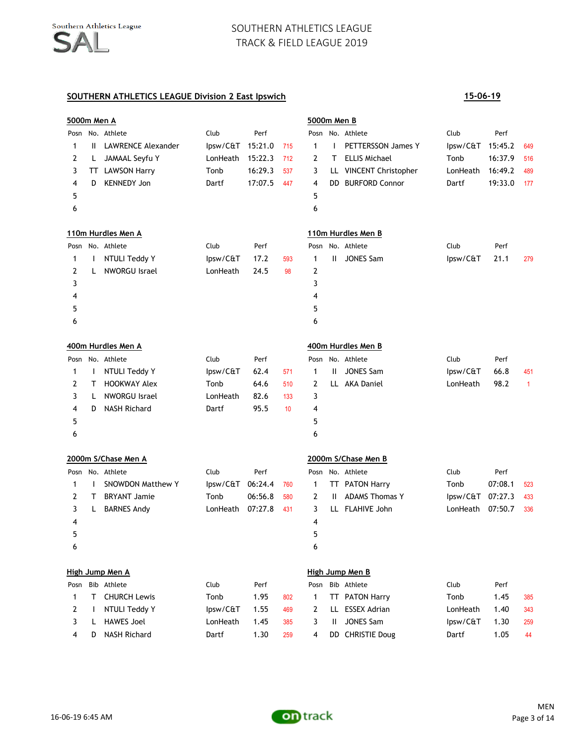# SOUTHERN ATHLETICS LEAGUE
# TRACK & FIELD LEAGUE 2019

## SOUTHERN ATHLETICS LEAGUE Division 2 East Ipswich

**15-06-19**

### 5000m Men A

| Posn | No. | Athlete | Club | Perf | |
|---|---|---|---|---|---|
| 1 | II | LAWRENCE Alexander | Ipsw/C&T | 15:21.0 | 715 |
| 2 | L | JAMAAL Seyfu Y | LonHeath | 15:22.3 | 712 |
| 3 | TT | LAWSON Harry | Tonb | 16:29.3 | 537 |
| 4 | D | KENNEDY Jon | Dartf | 17:07.5 | 447 |
| 5 | | | | | |
| 6 | | | | | |

### 5000m Men B

| Posn | No. | Athlete | Club | Perf | |
|---|---|---|---|---|---|
| 1 | I | PETTERSSON James Y | Ipsw/C&T | 15:45.2 | 649 |
| 2 | T | ELLIS Michael | Tonb | 16:37.9 | 516 |
| 3 | LL | VINCENT Christopher | LonHeath | 16:49.2 | 489 |
| 4 | DD | BURFORD Connor | Dartf | 19:33.0 | 177 |
| 5 | | | | | |
| 6 | | | | | |

### 110m Hurdles Men A

| Posn | No. | Athlete | Club | Perf | |
|---|---|---|---|---|---|
| 1 | I | NTULI Teddy Y | Ipsw/C&T | 17.2 | 593 |
| 2 | L | NWORGU Israel | LonHeath | 24.5 | 98 |
| 3 | | | | | |
| 4 | | | | | |
| 5 | | | | | |
| 6 | | | | | |

### 110m Hurdles Men B

| Posn | No. | Athlete | Club | Perf | |
|---|---|---|---|---|---|
| 1 | II | JONES Sam | Ipsw/C&T | 21.1 | 279 |
| 2 | | | | | |
| 3 | | | | | |
| 4 | | | | | |
| 5 | | | | | |
| 6 | | | | | |

### 400m Hurdles Men A

| Posn | No. | Athlete | Club | Perf | |
|---|---|---|---|---|---|
| 1 | I | NTULI Teddy Y | Ipsw/C&T | 62.4 | 571 |
| 2 | T | HOOKWAY Alex | Tonb | 64.6 | 510 |
| 3 | L | NWORGU Israel | LonHeath | 82.6 | 133 |
| 4 | D | NASH Richard | Dartf | 95.5 | 10 |
| 5 | | | | | |
| 6 | | | | | |

### 400m Hurdles Men B

| Posn | No. | Athlete | Club | Perf | |
|---|---|---|---|---|---|
| 1 | II | JONES Sam | Ipsw/C&T | 66.8 | 451 |
| 2 | LL | AKA Daniel | LonHeath | 98.2 | 1 |
| 3 | | | | | |
| 4 | | | | | |
| 5 | | | | | |
| 6 | | | | | |

### 2000m S/Chase Men A

| Posn | No. | Athlete | Club | Perf | |
|---|---|---|---|---|---|
| 1 | I | SNOWDON Matthew Y | Ipsw/C&T | 06:24.4 | 760 |
| 2 | T | BRYANT Jamie | Tonb | 06:56.8 | 580 |
| 3 | L | BARNES Andy | LonHeath | 07:27.8 | 431 |
| 4 | | | | | |
| 5 | | | | | |
| 6 | | | | | |

### 2000m S/Chase Men B

| Posn | No. | Athlete | Club | Perf | |
|---|---|---|---|---|---|
| 1 | TT | PATON Harry | Tonb | 07:08.1 | 523 |
| 2 | II | ADAMS Thomas Y | Ipsw/C&T | 07:27.3 | 433 |
| 3 | LL | FLAHIVE John | LonHeath | 07:50.7 | 336 |
| 4 | | | | | |
| 5 | | | | | |
| 6 | | | | | |

### High Jump Men A

| Posn | Bib | Athlete | Club | Perf | |
|---|---|---|---|---|---|
| 1 | T | CHURCH Lewis | Tonb | 1.95 | 802 |
| 2 | I | NTULI Teddy Y | Ipsw/C&T | 1.55 | 469 |
| 3 | L | HAWES Joel | LonHeath | 1.45 | 385 |
| 4 | D | NASH Richard | Dartf | 1.30 | 259 |

### High Jump Men B

| Posn | Bib | Athlete | Club | Perf | |
|---|---|---|---|---|---|
| 1 | TT | PATON Harry | Tonb | 1.45 | 385 |
| 2 | LL | ESSEX Adrian | LonHeath | 1.40 | 343 |
| 3 | II | JONES Sam | Ipsw/C&T | 1.30 | 259 |
| 4 | DD | CHRISTIE Doug | Dartf | 1.05 | 44 |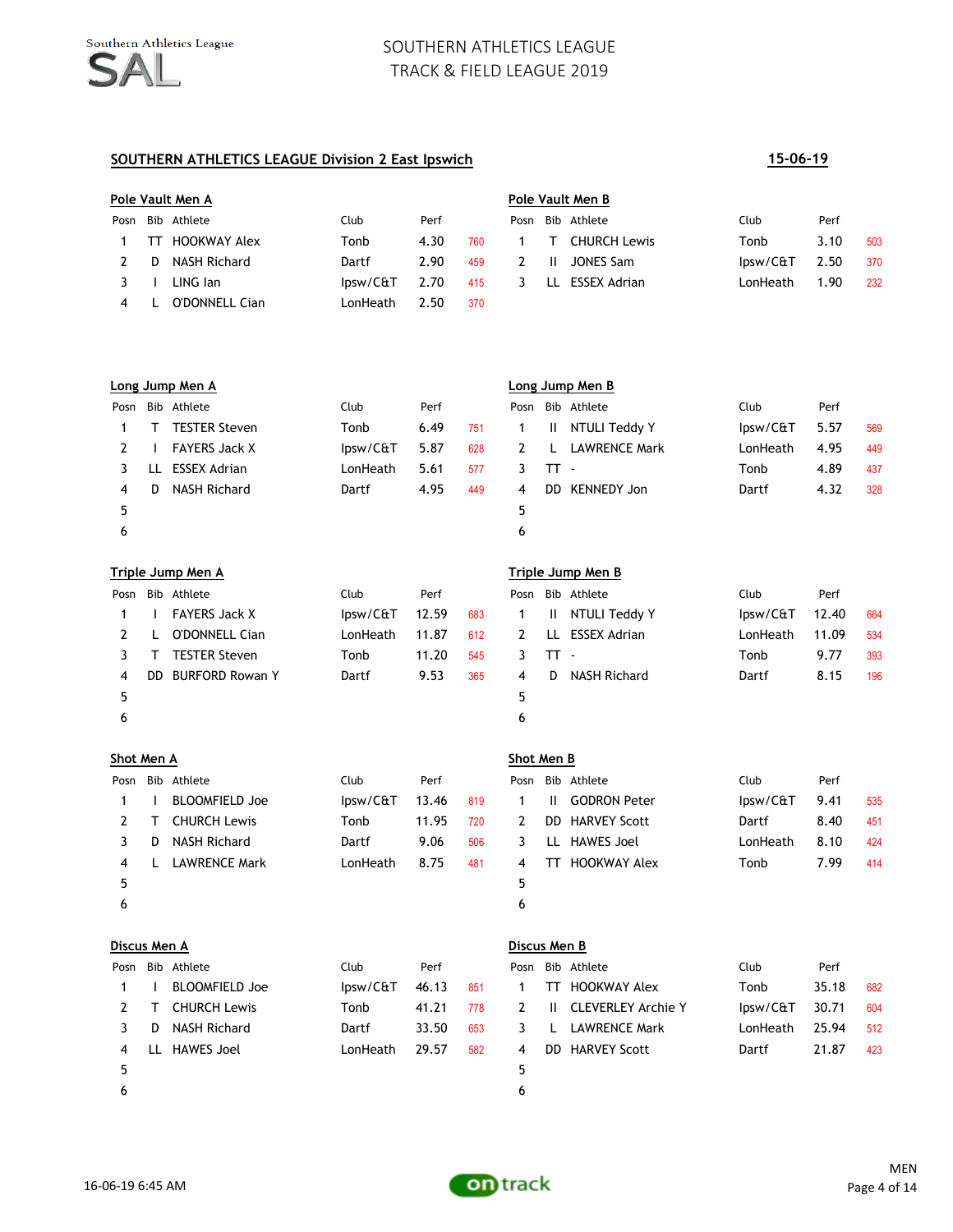# SOUTHERN ATHLETICS LEAGUE
## TRACK & FIELD LEAGUE 2019

**SOUTHERN ATHLETICS LEAGUE Division 2 East Ipswich** — **15-06-19**

### Pole Vault Men A

| Posn | Bib | Athlete | Club | Perf | |
|---|---|---|---|---|---|
| 1 | TT | HOOKWAY Alex | Tonb | 4.30 | 760 |
| 2 | D | NASH Richard | Dartf | 2.90 | 459 |
| 3 | I | LING Ian | Ipsw/C&T | 2.70 | 415 |
| 4 | L | O'DONNELL Cian | LonHeath | 2.50 | 370 |

### Pole Vault Men B

| Posn | Bib | Athlete | Club | Perf | |
|---|---|---|---|---|---|
| 1 | T | CHURCH Lewis | Tonb | 3.10 | 503 |
| 2 | II | JONES Sam | Ipsw/C&T | 2.50 | 370 |
| 3 | LL | ESSEX Adrian | LonHeath | 1.90 | 232 |

### Long Jump Men A

| Posn | Bib | Athlete | Club | Perf | |
|---|---|---|---|---|---|
| 1 | T | TESTER Steven | Tonb | 6.49 | 751 |
| 2 | I | FAYERS Jack X | Ipsw/C&T | 5.87 | 628 |
| 3 | LL | ESSEX Adrian | LonHeath | 5.61 | 577 |
| 4 | D | NASH Richard | Dartf | 4.95 | 449 |
| 5 | | | | | |
| 6 | | | | | |

### Long Jump Men B

| Posn | Bib | Athlete | Club | Perf | |
|---|---|---|---|---|---|
| 1 | II | NTULI Teddy Y | Ipsw/C&T | 5.57 | 569 |
| 2 | L | LAWRENCE Mark | LonHeath | 4.95 | 449 |
| 3 | TT | - | Tonb | 4.89 | 437 |
| 4 | DD | KENNEDY Jon | Dartf | 4.32 | 328 |
| 5 | | | | | |
| 6 | | | | | |

### Triple Jump Men A

| Posn | Bib | Athlete | Club | Perf | |
|---|---|---|---|---|---|
| 1 | I | FAYERS Jack X | Ipsw/C&T | 12.59 | 683 |
| 2 | L | O'DONNELL Cian | LonHeath | 11.87 | 612 |
| 3 | T | TESTER Steven | Tonb | 11.20 | 545 |
| 4 | DD | BURFORD Rowan Y | Dartf | 9.53 | 365 |
| 5 | | | | | |
| 6 | | | | | |

### Triple Jump Men B

| Posn | Bib | Athlete | Club | Perf | |
|---|---|---|---|---|---|
| 1 | II | NTULI Teddy Y | Ipsw/C&T | 12.40 | 664 |
| 2 | LL | ESSEX Adrian | LonHeath | 11.09 | 534 |
| 3 | TT | - | Tonb | 9.77 | 393 |
| 4 | D | NASH Richard | Dartf | 8.15 | 196 |
| 5 | | | | | |
| 6 | | | | | |

### Shot Men A

| Posn | Bib | Athlete | Club | Perf | |
|---|---|---|---|---|---|
| 1 | I | BLOOMFIELD Joe | Ipsw/C&T | 13.46 | 819 |
| 2 | T | CHURCH Lewis | Tonb | 11.95 | 720 |
| 3 | D | NASH Richard | Dartf | 9.06 | 506 |
| 4 | L | LAWRENCE Mark | LonHeath | 8.75 | 481 |
| 5 | | | | | |
| 6 | | | | | |

### Shot Men B

| Posn | Bib | Athlete | Club | Perf | |
|---|---|---|---|---|---|
| 1 | II | GODRON Peter | Ipsw/C&T | 9.41 | 535 |
| 2 | DD | HARVEY Scott | Dartf | 8.40 | 451 |
| 3 | LL | HAWES Joel | LonHeath | 8.10 | 424 |
| 4 | TT | HOOKWAY Alex | Tonb | 7.99 | 414 |
| 5 | | | | | |
| 6 | | | | | |

### Discus Men A

| Posn | Bib | Athlete | Club | Perf | |
|---|---|---|---|---|---|
| 1 | I | BLOOMFIELD Joe | Ipsw/C&T | 46.13 | 851 |
| 2 | T | CHURCH Lewis | Tonb | 41.21 | 778 |
| 3 | D | NASH Richard | Dartf | 33.50 | 653 |
| 4 | LL | HAWES Joel | LonHeath | 29.57 | 582 |
| 5 | | | | | |
| 6 | | | | | |

### Discus Men B

| Posn | Bib | Athlete | Club | Perf | |
|---|---|---|---|---|---|
| 1 | TT | HOOKWAY Alex | Tonb | 35.18 | 682 |
| 2 | II | CLEVERLEY Archie Y | Ipsw/C&T | 30.71 | 604 |
| 3 | L | LAWRENCE Mark | LonHeath | 25.94 | 512 |
| 4 | DD | HARVEY Scott | Dartf | 21.87 | 423 |
| 5 | | | | | |
| 6 | | | | | |

16-06-19 6:45 AM

MEN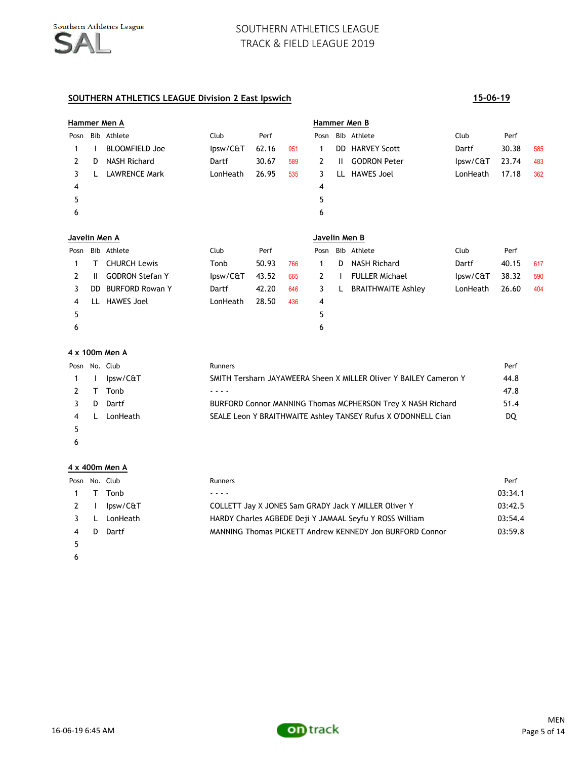# SOUTHERN ATHLETICS LEAGUE
## TRACK & FIELD LEAGUE 2019

**SOUTHERN ATHLETICS LEAGUE Division 2 East Ipswich** — **15-06-19**

### Hammer Men A

| Posn | Bib | Athlete | Club | Perf | |
|---|---|---|---|---|---|
| 1 | I | BLOOMFIELD Joe | Ipsw/C&T | 62.16 | 951 |
| 2 | D | NASH Richard | Dartf | 30.67 | 589 |
| 3 | L | LAWRENCE Mark | LonHeath | 26.95 | 535 |
| 4 | | | | | |
| 5 | | | | | |
| 6 | | | | | |

### Hammer Men B

| Posn | Bib | Athlete | Club | Perf | |
|---|---|---|---|---|---|
| 1 | DD | HARVEY Scott | Dartf | 30.38 | 585 |
| 2 | II | GODRON Peter | Ipsw/C&T | 23.74 | 483 |
| 3 | LL | HAWES Joel | LonHeath | 17.18 | 362 |
| 4 | | | | | |
| 5 | | | | | |
| 6 | | | | | |

### Javelin Men A

| Posn | Bib | Athlete | Club | Perf | |
|---|---|---|---|---|---|
| 1 | T | CHURCH Lewis | Tonb | 50.93 | 766 |
| 2 | II | GODRON Stefan Y | Ipsw/C&T | 43.52 | 665 |
| 3 | DD | BURFORD Rowan Y | Dartf | 42.20 | 646 |
| 4 | LL | HAWES Joel | LonHeath | 28.50 | 436 |
| 5 | | | | | |
| 6 | | | | | |

### Javelin Men B

| Posn | Bib | Athlete | Club | Perf | |
|---|---|---|---|---|---|
| 1 | D | NASH Richard | Dartf | 40.15 | 617 |
| 2 | I | FULLER Michael | Ipsw/C&T | 38.32 | 590 |
| 3 | L | BRAITHWAITE Ashley | LonHeath | 26.60 | 404 |
| 4 | | | | | |
| 5 | | | | | |
| 6 | | | | | |

### 4 x 100m Men A

| Posn | No. | Club | Runners | Perf |
|---|---|---|---|---|
| 1 | I | Ipsw/C&T | SMITH Tersharn JAYAWEERA Sheen X MILLER Oliver Y BAILEY Cameron Y | 44.8 |
| 2 | T | Tonb | - - - - | 47.8 |
| 3 | D | Dartf | BURFORD Connor MANNING Thomas MCPHERSON Trey X NASH Richard | 51.4 |
| 4 | L | LonHeath | SEALE Leon Y BRAITHWAITE Ashley TANSEY Rufus X O'DONNELL Cian | DQ |
| 5 | | | | |
| 6 | | | | |

### 4 x 400m Men A

| Posn | No. | Club | Runners | Perf |
|---|---|---|---|---|
| 1 | T | Tonb | - - - - | 03:34.1 |
| 2 | I | Ipsw/C&T | COLLETT Jay X JONES Sam GRADY Jack Y MILLER Oliver Y | 03:42.5 |
| 3 | L | LonHeath | HARDY Charles AGBEDE Deji Y JAMAAL Seyfu Y ROSS William | 03:54.4 |
| 4 | D | Dartf | MANNING Thomas PICKETT Andrew KENNEDY Jon BURFORD Connor | 03:59.8 |
| 5 | | | | |
| 6 | | | | |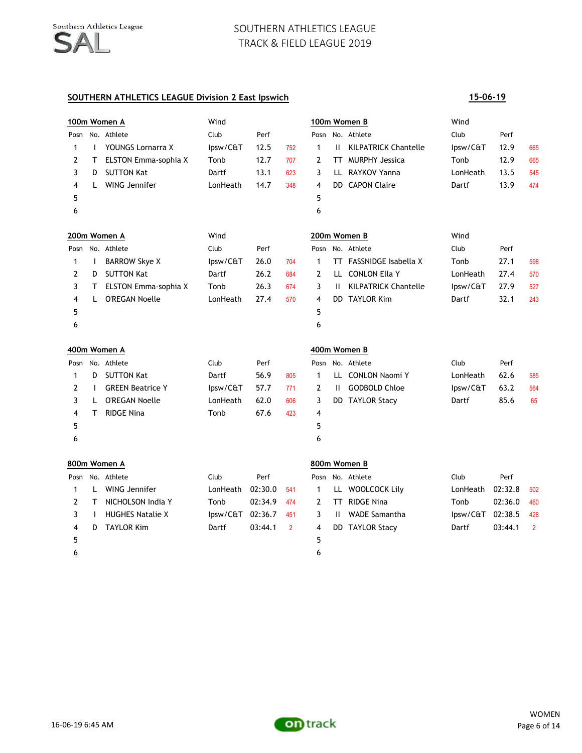# SOUTHERN ATHLETICS LEAGUE
## TRACK & FIELD LEAGUE 2019

**SOUTHERN ATHLETICS LEAGUE Division 2 East Ipswich** — **15-06-19**

### 100m Women A

Wind

| Posn | No. | Athlete | Club | Perf | |
|---|---|---|---|---|---|
| 1 | I | YOUNGS Lornarra X | Ipsw/C&T | 12.5 | 752 |
| 2 | T | ELSTON Emma-sophia X | Tonb | 12.7 | 707 |
| 3 | D | SUTTON Kat | Dartf | 13.1 | 623 |
| 4 | L | WING Jennifer | LonHeath | 14.7 | 348 |
| 5 | | | | | |
| 6 | | | | | |

### 100m Women B

Wind

| Posn | No. | Athlete | Club | Perf | |
|---|---|---|---|---|---|
| 1 | II | KILPATRICK Chantelle | Ipsw/C&T | 12.9 | 665 |
| 2 | TT | MURPHY Jessica | Tonb | 12.9 | 665 |
| 3 | LL | RAYKOV Yanna | LonHeath | 13.5 | 545 |
| 4 | DD | CAPON Claire | Dartf | 13.9 | 474 |
| 5 | | | | | |
| 6 | | | | | |

### 200m Women A

Wind

| Posn | No. | Athlete | Club | Perf | |
|---|---|---|---|---|---|
| 1 | I | BARROW Skye X | Ipsw/C&T | 26.0 | 704 |
| 2 | D | SUTTON Kat | Dartf | 26.2 | 684 |
| 3 | T | ELSTON Emma-sophia X | Tonb | 26.3 | 674 |
| 4 | L | O'REGAN Noelle | LonHeath | 27.4 | 570 |
| 5 | | | | | |
| 6 | | | | | |

### 200m Women B

Wind

| Posn | No. | Athlete | Club | Perf | |
|---|---|---|---|---|---|
| 1 | TT | FASSNIDGE Isabella X | Tonb | 27.1 | 598 |
| 2 | LL | CONLON Ella Y | LonHeath | 27.4 | 570 |
| 3 | II | KILPATRICK Chantelle | Ipsw/C&T | 27.9 | 527 |
| 4 | DD | TAYLOR Kim | Dartf | 32.1 | 243 |
| 5 | | | | | |
| 6 | | | | | |

### 400m Women A

| Posn | No. | Athlete | Club | Perf | |
|---|---|---|---|---|---|
| 1 | D | SUTTON Kat | Dartf | 56.9 | 805 |
| 2 | I | GREEN Beatrice Y | Ipsw/C&T | 57.7 | 771 |
| 3 | L | O'REGAN Noelle | LonHeath | 62.0 | 606 |
| 4 | T | RIDGE Nina | Tonb | 67.6 | 423 |
| 5 | | | | | |
| 6 | | | | | |

### 400m Women B

| Posn | No. | Athlete | Club | Perf | |
|---|---|---|---|---|---|
| 1 | LL | CONLON Naomi Y | LonHeath | 62.6 | 585 |
| 2 | II | GODBOLD Chloe | Ipsw/C&T | 63.2 | 564 |
| 3 | DD | TAYLOR Stacy | Dartf | 85.6 | 65 |
| 4 | | | | | |
| 5 | | | | | |
| 6 | | | | | |

### 800m Women A

| Posn | No. | Athlete | Club | Perf | |
|---|---|---|---|---|---|
| 1 | L | WING Jennifer | LonHeath | 02:30.0 | 541 |
| 2 | T | NICHOLSON India Y | Tonb | 02:34.9 | 474 |
| 3 | I | HUGHES Natalie X | Ipsw/C&T | 02:36.7 | 451 |
| 4 | D | TAYLOR Kim | Dartf | 03:44.1 | 2 |
| 5 | | | | | |
| 6 | | | | | |

### 800m Women B

| Posn | No. | Athlete | Club | Perf | |
|---|---|---|---|---|---|
| 1 | LL | WOOLCOCK Lily | LonHeath | 02:32.8 | 502 |
| 2 | TT | RIDGE Nina | Tonb | 02:36.0 | 460 |
| 3 | II | WADE Samantha | Ipsw/C&T | 02:38.5 | 428 |
| 4 | DD | TAYLOR Stacy | Dartf | 03:44.1 | 2 |
| 5 | | | | | |
| 6 | | | | | |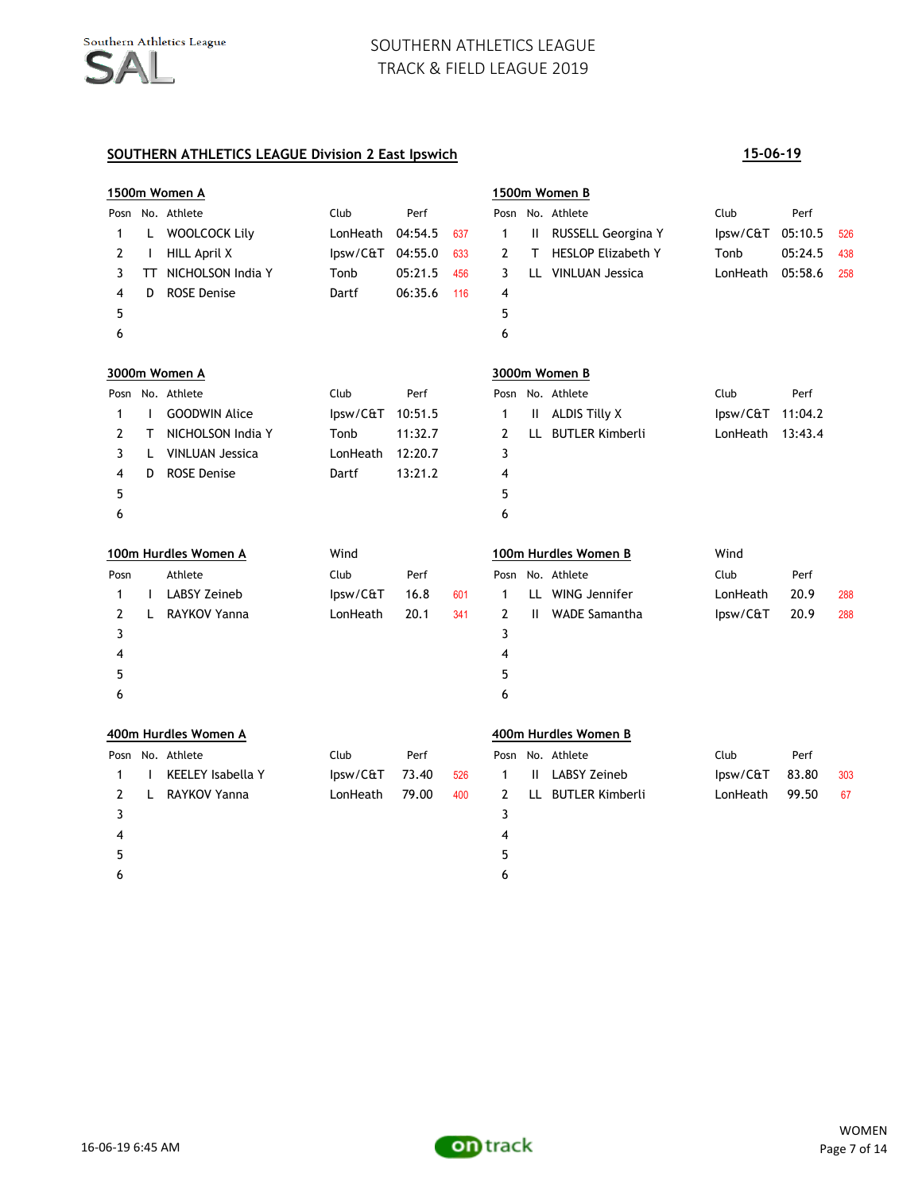SOUTHERN ATHLETICS LEAGUE
TRACK & FIELD LEAGUE 2019

## SOUTHERN ATHLETICS LEAGUE Division 2 East Ipswich

**15-06-19**

### 1500m Women A

| Posn | No. | Athlete | Club | Perf | |
|---|---|---|---|---|---|
| 1 | L | WOOLCOCK Lily | LonHeath | 04:54.5 | 637 |
| 2 | I | HILL April X | Ipsw/C&T | 04:55.0 | 633 |
| 3 | TT | NICHOLSON India Y | Tonb | 05:21.5 | 456 |
| 4 | D | ROSE Denise | Dartf | 06:35.6 | 116 |
| 5 | | | | | |
| 6 | | | | | |

### 1500m Women B

| Posn | No. | Athlete | Club | Perf | |
|---|---|---|---|---|---|
| 1 | II | RUSSELL Georgina Y | Ipsw/C&T | 05:10.5 | 526 |
| 2 | T | HESLOP Elizabeth Y | Tonb | 05:24.5 | 438 |
| 3 | LL | VINLUAN Jessica | LonHeath | 05:58.6 | 258 |
| 4 | | | | | |
| 5 | | | | | |
| 6 | | | | | |

### 3000m Women A

| Posn | No. | Athlete | Club | Perf |
|---|---|---|---|---|
| 1 | I | GOODWIN Alice | Ipsw/C&T | 10:51.5 |
| 2 | T | NICHOLSON India Y | Tonb | 11:32.7 |
| 3 | L | VINLUAN Jessica | LonHeath | 12:20.7 |
| 4 | D | ROSE Denise | Dartf | 13:21.2 |
| 5 | | | | |
| 6 | | | | |

### 3000m Women B

| Posn | No. | Athlete | Club | Perf |
|---|---|---|---|---|
| 1 | II | ALDIS Tilly X | Ipsw/C&T | 11:04.2 |
| 2 | LL | BUTLER Kimberli | LonHeath | 13:43.4 |
| 3 | | | | |
| 4 | | | | |
| 5 | | | | |
| 6 | | | | |

### 100m Hurdles Women A

Wind

| Posn | | Athlete | Club | Perf | |
|---|---|---|---|---|---|
| 1 | I | LABSY Zeineb | Ipsw/C&T | 16.8 | 601 |
| 2 | L | RAYKOV Yanna | LonHeath | 20.1 | 341 |
| 3 | | | | | |
| 4 | | | | | |
| 5 | | | | | |
| 6 | | | | | |

### 100m Hurdles Women B

Wind

| Posn | No. | Athlete | Club | Perf | |
|---|---|---|---|---|---|
| 1 | LL | WING Jennifer | LonHeath | 20.9 | 288 |
| 2 | II | WADE Samantha | Ipsw/C&T | 20.9 | 288 |
| 3 | | | | | |
| 4 | | | | | |
| 5 | | | | | |
| 6 | | | | | |

### 400m Hurdles Women A

| Posn | No. | Athlete | Club | Perf | |
|---|---|---|---|---|---|
| 1 | I | KEELEY Isabella Y | Ipsw/C&T | 73.40 | 526 |
| 2 | L | RAYKOV Yanna | LonHeath | 79.00 | 400 |
| 3 | | | | | |
| 4 | | | | | |
| 5 | | | | | |
| 6 | | | | | |

### 400m Hurdles Women B

| Posn | No. | Athlete | Club | Perf | |
|---|---|---|---|---|---|
| 1 | II | LABSY Zeineb | Ipsw/C&T | 83.80 | 303 |
| 2 | LL | BUTLER Kimberli | LonHeath | 99.50 | 67 |
| 3 | | | | | |
| 4 | | | | | |
| 5 | | | | | |
| 6 | | | | | |

16-06-19 6:45 AM

WOMEN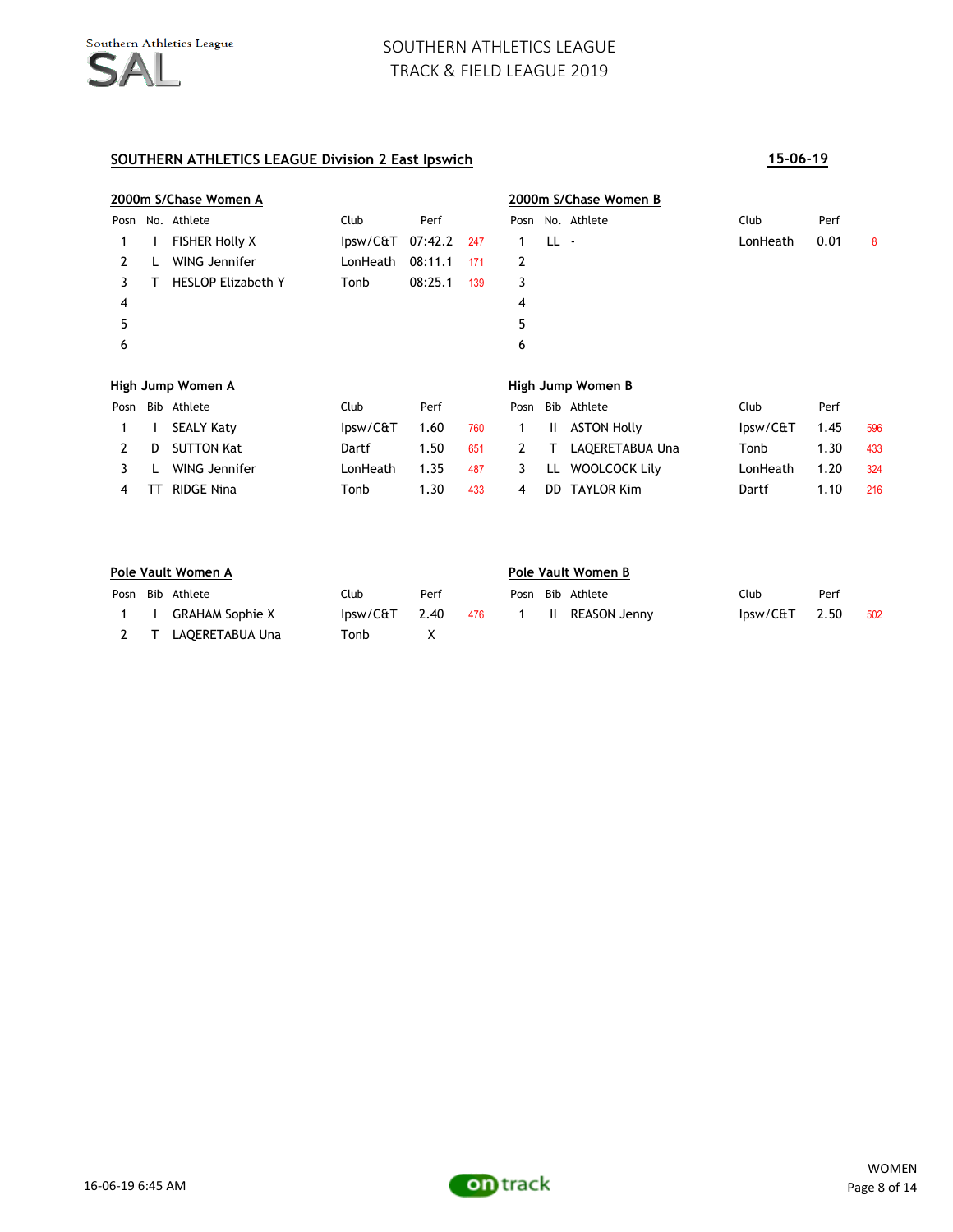# SOUTHERN ATHLETICS LEAGUE
# TRACK & FIELD LEAGUE 2019

## SOUTHERN ATHLETICS LEAGUE Division 2 East Ipswich

**15-06-19**

### 2000m S/Chase Women A

| Posn | No. | Athlete | Club | Perf | |
|---|---|---|---|---|---|
| 1 | I | FISHER Holly X | Ipsw/C&T | 07:42.2 | 247 |
| 2 | L | WING Jennifer | LonHeath | 08:11.1 | 171 |
| 3 | T | HESLOP Elizabeth Y | Tonb | 08:25.1 | 139 |
| 4 | | | | | |
| 5 | | | | | |
| 6 | | | | | |

### 2000m S/Chase Women B

| Posn | No. | Athlete | Club | Perf | |
|---|---|---|---|---|---|
| 1 | LL | - | LonHeath | 0.01 | 8 |
| 2 | | | | | |
| 3 | | | | | |
| 4 | | | | | |
| 5 | | | | | |
| 6 | | | | | |

### High Jump Women A

| Posn | Bib | Athlete | Club | Perf | |
|---|---|---|---|---|---|
| 1 | I | SEALY Katy | Ipsw/C&T | 1.60 | 760 |
| 2 | D | SUTTON Kat | Dartf | 1.50 | 651 |
| 3 | L | WING Jennifer | LonHeath | 1.35 | 487 |
| 4 | TT | RIDGE Nina | Tonb | 1.30 | 433 |

### High Jump Women B

| Posn | Bib | Athlete | Club | Perf | |
|---|---|---|---|---|---|
| 1 | II | ASTON Holly | Ipsw/C&T | 1.45 | 596 |
| 2 | T | LAQERETABUA Una | Tonb | 1.30 | 433 |
| 3 | LL | WOOLCOCK Lily | LonHeath | 1.20 | 324 |
| 4 | DD | TAYLOR Kim | Dartf | 1.10 | 216 |

### Pole Vault Women A

| Posn | Bib | Athlete | Club | Perf | |
|---|---|---|---|---|---|
| 1 | I | GRAHAM Sophie X | Ipsw/C&T | 2.40 | 476 |
| 2 | T | LAQERETABUA Una | Tonb | X | |

### Pole Vault Women B

| Posn | Bib | Athlete | Club | Perf | |
|---|---|---|---|---|---|
| 1 | II | REASON Jenny | Ipsw/C&T | 2.50 | 502 |

16-06-19 6:45 AM

WOMEN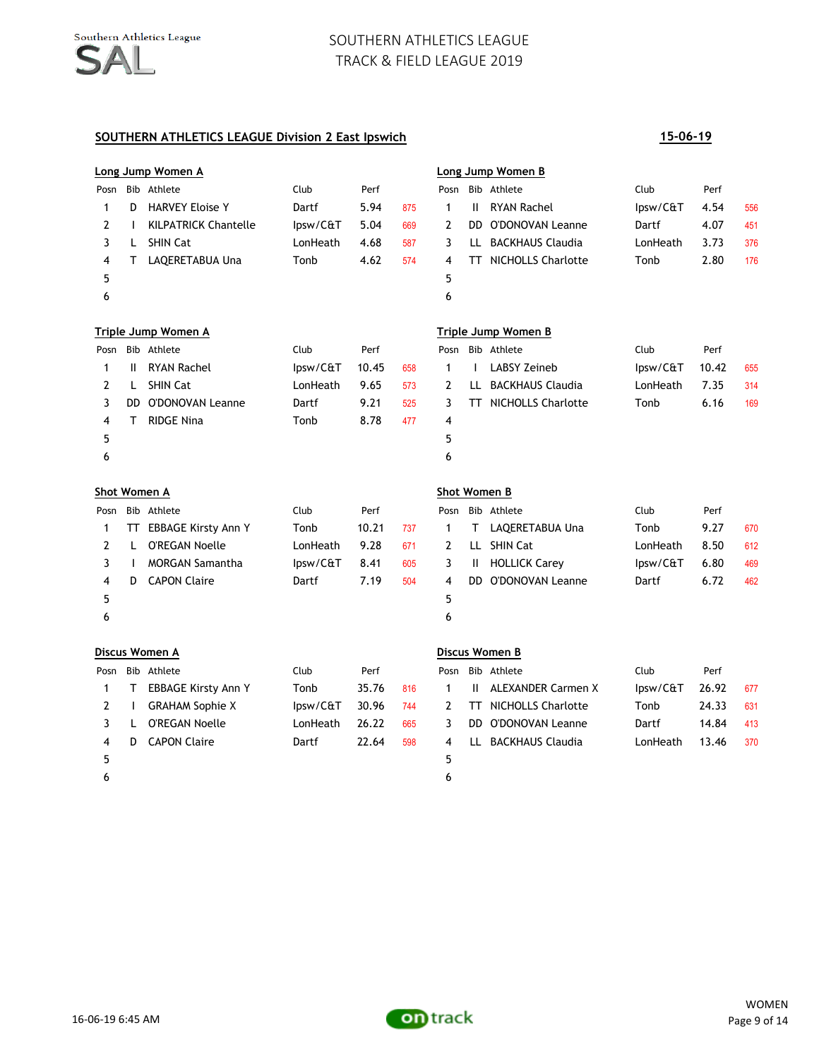## SOUTHERN ATHLETICS LEAGUE Division 2 East Ipswich

**15-06-19**

### Long Jump Women A

| Posn | Bib | Athlete | Club | Perf | |
|---|---|---|---|---|---|
| 1 | D | HARVEY Eloise Y | Dartf | 5.94 | 875 |
| 2 | I | KILPATRICK Chantelle | Ipsw/C&T | 5.04 | 669 |
| 3 | L | SHIN Cat | LonHeath | 4.68 | 587 |
| 4 | T | LAQERETABUA Una | Tonb | 4.62 | 574 |
| 5 | | | | | |
| 6 | | | | | |

### Long Jump Women B

| Posn | Bib | Athlete | Club | Perf | |
|---|---|---|---|---|---|
| 1 | II | RYAN Rachel | Ipsw/C&T | 4.54 | 556 |
| 2 | DD | O'DONOVAN Leanne | Dartf | 4.07 | 451 |
| 3 | LL | BACKHAUS Claudia | LonHeath | 3.73 | 376 |
| 4 | TT | NICHOLLS Charlotte | Tonb | 2.80 | 176 |
| 5 | | | | | |
| 6 | | | | | |

### Triple Jump Women A

| Posn | Bib | Athlete | Club | Perf | |
|---|---|---|---|---|---|
| 1 | II | RYAN Rachel | Ipsw/C&T | 10.45 | 658 |
| 2 | L | SHIN Cat | LonHeath | 9.65 | 573 |
| 3 | DD | O'DONOVAN Leanne | Dartf | 9.21 | 525 |
| 4 | T | RIDGE Nina | Tonb | 8.78 | 477 |
| 5 | | | | | |
| 6 | | | | | |

### Triple Jump Women B

| Posn | Bib | Athlete | Club | Perf | |
|---|---|---|---|---|---|
| 1 | I | LABSY Zeineb | Ipsw/C&T | 10.42 | 655 |
| 2 | LL | BACKHAUS Claudia | LonHeath | 7.35 | 314 |
| 3 | TT | NICHOLLS Charlotte | Tonb | 6.16 | 169 |
| 4 | | | | | |
| 5 | | | | | |
| 6 | | | | | |

### Shot Women A

| Posn | Bib | Athlete | Club | Perf | |
|---|---|---|---|---|---|
| 1 | TT | EBBAGE Kirsty Ann Y | Tonb | 10.21 | 737 |
| 2 | L | O'REGAN Noelle | LonHeath | 9.28 | 671 |
| 3 | I | MORGAN Samantha | Ipsw/C&T | 8.41 | 605 |
| 4 | D | CAPON Claire | Dartf | 7.19 | 504 |
| 5 | | | | | |
| 6 | | | | | |

### Shot Women B

| Posn | Bib | Athlete | Club | Perf | |
|---|---|---|---|---|---|
| 1 | T | LAQERETABUA Una | Tonb | 9.27 | 670 |
| 2 | LL | SHIN Cat | LonHeath | 8.50 | 612 |
| 3 | II | HOLLICK Carey | Ipsw/C&T | 6.80 | 469 |
| 4 | DD | O'DONOVAN Leanne | Dartf | 6.72 | 462 |
| 5 | | | | | |
| 6 | | | | | |

### Discus Women A

| Posn | Bib | Athlete | Club | Perf | |
|---|---|---|---|---|---|
| 1 | T | EBBAGE Kirsty Ann Y | Tonb | 35.76 | 816 |
| 2 | I | GRAHAM Sophie X | Ipsw/C&T | 30.96 | 744 |
| 3 | L | O'REGAN Noelle | LonHeath | 26.22 | 665 |
| 4 | D | CAPON Claire | Dartf | 22.64 | 598 |
| 5 | | | | | |
| 6 | | | | | |

### Discus Women B

| Posn | Bib | Athlete | Club | Perf | |
|---|---|---|---|---|---|
| 1 | II | ALEXANDER Carmen X | Ipsw/C&T | 26.92 | 677 |
| 2 | TT | NICHOLLS Charlotte | Tonb | 24.33 | 631 |
| 3 | DD | O'DONOVAN Leanne | Dartf | 14.84 | 413 |
| 4 | LL | BACKHAUS Claudia | LonHeath | 13.46 | 370 |
| 5 | | | | | |
| 6 | | | | | |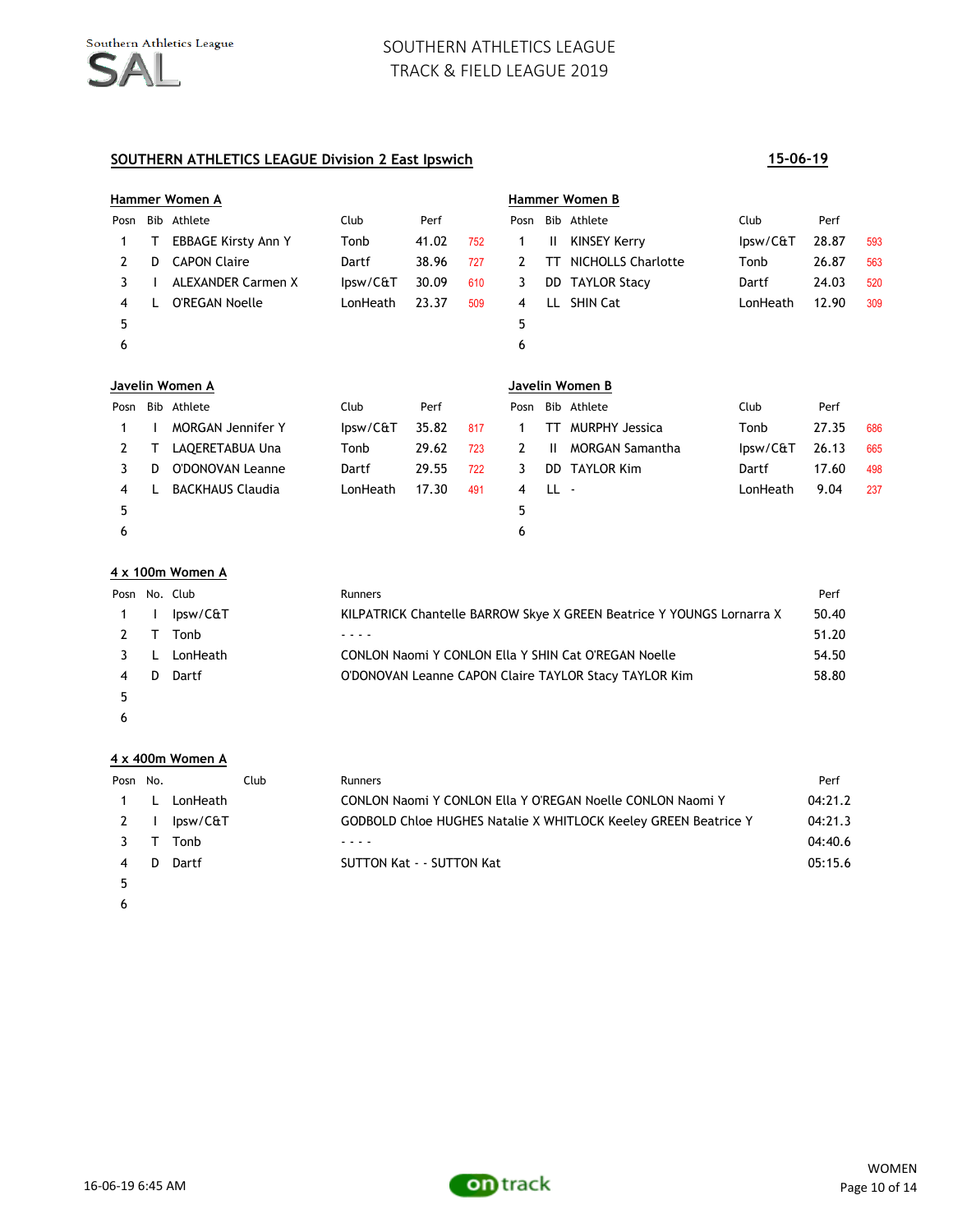# SOUTHERN ATHLETICS LEAGUE
## TRACK & FIELD LEAGUE 2019

**SOUTHERN ATHLETICS LEAGUE Division 2 East Ipswich** **15-06-19**

### Hammer Women A

| Posn | Bib | Athlete | Club | Perf | |
|---|---|---|---|---|---|
| 1 | T | EBBAGE Kirsty Ann Y | Tonb | 41.02 | 752 |
| 2 | D | CAPON Claire | Dartf | 38.96 | 727 |
| 3 | I | ALEXANDER Carmen X | Ipsw/C&T | 30.09 | 610 |
| 4 | L | O'REGAN Noelle | LonHeath | 23.37 | 509 |
| 5 | | | | | |
| 6 | | | | | |

### Hammer Women B

| Posn | Bib | Athlete | Club | Perf | |
|---|---|---|---|---|---|
| 1 | II | KINSEY Kerry | Ipsw/C&T | 28.87 | 593 |
| 2 | TT | NICHOLLS Charlotte | Tonb | 26.87 | 563 |
| 3 | DD | TAYLOR Stacy | Dartf | 24.03 | 520 |
| 4 | LL | SHIN Cat | LonHeath | 12.90 | 309 |
| 5 | | | | | |
| 6 | | | | | |

### Javelin Women A

| Posn | Bib | Athlete | Club | Perf | |
|---|---|---|---|---|---|
| 1 | I | MORGAN Jennifer Y | Ipsw/C&T | 35.82 | 817 |
| 2 | T | LAQERETABUA Una | Tonb | 29.62 | 723 |
| 3 | D | O'DONOVAN Leanne | Dartf | 29.55 | 722 |
| 4 | L | BACKHAUS Claudia | LonHeath | 17.30 | 491 |
| 5 | | | | | |
| 6 | | | | | |

### Javelin Women B

| Posn | Bib | Athlete | Club | Perf | |
|---|---|---|---|---|---|
| 1 | TT | MURPHY Jessica | Tonb | 27.35 | 686 |
| 2 | II | MORGAN Samantha | Ipsw/C&T | 26.13 | 665 |
| 3 | DD | TAYLOR Kim | Dartf | 17.60 | 498 |
| 4 | LL | - | LonHeath | 9.04 | 237 |
| 5 | | | | | |
| 6 | | | | | |

### 4 x 100m Women A

| Posn | No. | Club | Runners | Perf |
|---|---|---|---|---|
| 1 | I | Ipsw/C&T | KILPATRICK Chantelle BARROW Skye X GREEN Beatrice Y YOUNGS Lornarra X | 50.40 |
| 2 | T | Tonb | - - - - | 51.20 |
| 3 | L | LonHeath | CONLON Naomi Y CONLON Ella Y SHIN Cat O'REGAN Noelle | 54.50 |
| 4 | D | Dartf | O'DONOVAN Leanne CAPON Claire TAYLOR Stacy TAYLOR Kim | 58.80 |
| 5 | | | | |
| 6 | | | | |

### 4 x 400m Women A

| Posn | No. | Club | Runners | Perf |
|---|---|---|---|---|
| 1 | L | LonHeath | CONLON Naomi Y CONLON Ella Y O'REGAN Noelle CONLON Naomi Y | 04:21.2 |
| 2 | I | Ipsw/C&T | GODBOLD Chloe HUGHES Natalie X WHITLOCK Keeley GREEN Beatrice Y | 04:21.3 |
| 3 | T | Tonb | - - - - | 04:40.6 |
| 4 | D | Dartf | SUTTON Kat - - SUTTON Kat | 05:15.6 |
| 5 | | | | |
| 6 | | | | |

16-06-19 6:45 AM

WOMEN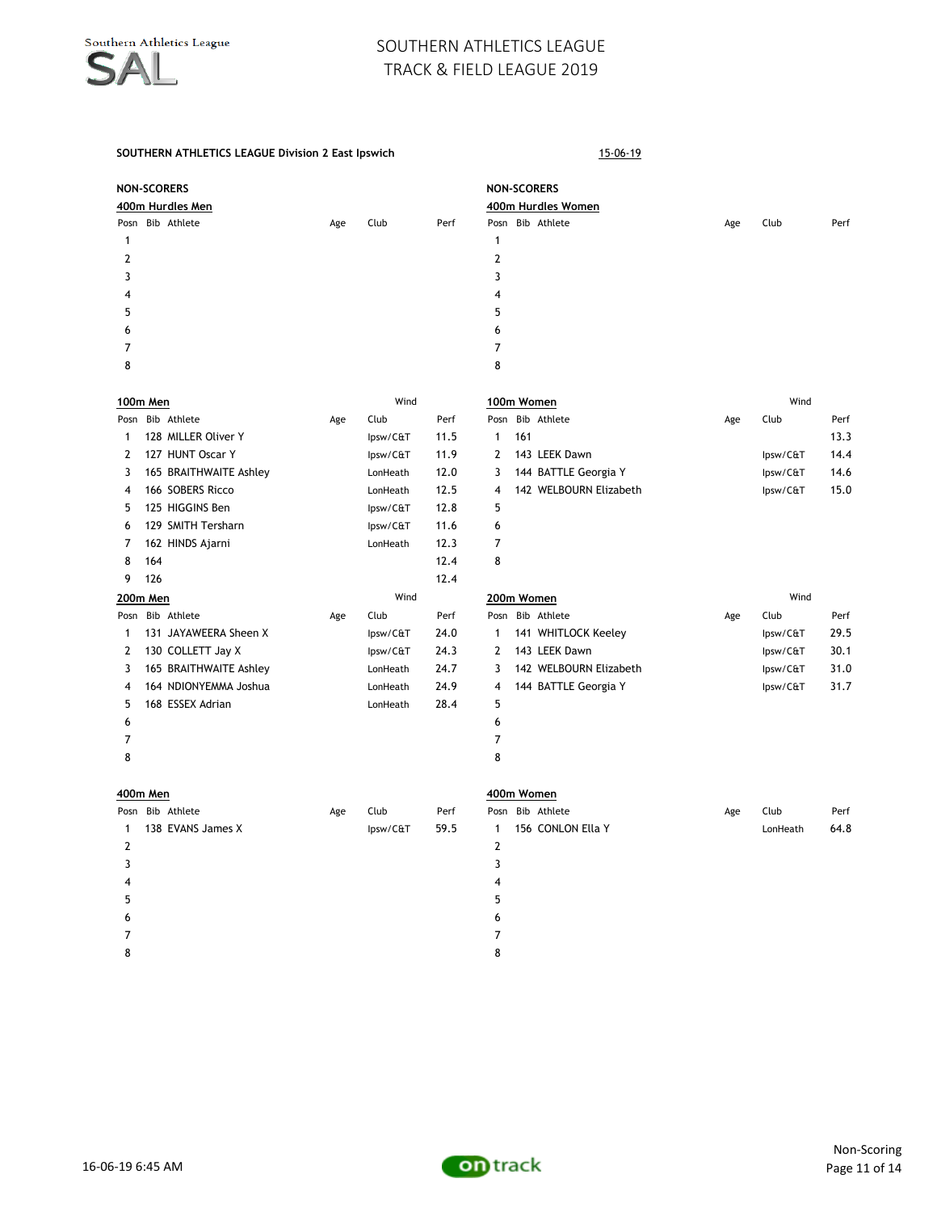# SOUTHERN ATHLETICS LEAGUE
## TRACK & FIELD LEAGUE 2019

**SOUTHERN ATHLETICS LEAGUE Division 2 East Ipswich** 15-06-19

**NON-SCORERS**

**400m Hurdles Men**

| Posn | Bib | Athlete | Age | Club | Perf |
|---|---|---|---|---|---|
| 1 | | | | | |
| 2 | | | | | |
| 3 | | | | | |
| 4 | | | | | |
| 5 | | | | | |
| 6 | | | | | |
| 7 | | | | | |
| 8 | | | | | |

**NON-SCORERS**

**400m Hurdles Women**

| Posn | Bib | Athlete | Age | Club | Perf |
|---|---|---|---|---|---|
| 1 | | | | | |
| 2 | | | | | |
| 3 | | | | | |
| 4 | | | | | |
| 5 | | | | | |
| 6 | | | | | |
| 7 | | | | | |
| 8 | | | | | |

**100m Men** Wind

| Posn | Bib | Athlete | Age | Club | Perf |
|---|---|---|---|---|---|
| 1 | 128 | MILLER Oliver Y | | Ipsw/C&T | 11.5 |
| 2 | 127 | HUNT Oscar Y | | Ipsw/C&T | 11.9 |
| 3 | 165 | BRAITHWAITE Ashley | | LonHeath | 12.0 |
| 4 | 166 | SOBERS Ricco | | LonHeath | 12.5 |
| 5 | 125 | HIGGINS Ben | | Ipsw/C&T | 12.8 |
| 6 | 129 | SMITH Tersharn | | Ipsw/C&T | 11.6 |
| 7 | 162 | HINDS Ajarni | | LonHeath | 12.3 |
| 8 | 164 | | | | 12.4 |
| 9 | 126 | | | | 12.4 |

**100m Women** Wind

| Posn | Bib | Athlete | Age | Club | Perf |
|---|---|---|---|---|---|
| 1 | 161 | | | | 13.3 |
| 2 | 143 | LEEK Dawn | | Ipsw/C&T | 14.4 |
| 3 | 144 | BATTLE Georgia Y | | Ipsw/C&T | 14.6 |
| 4 | 142 | WELBOURN Elizabeth | | Ipsw/C&T | 15.0 |
| 5 | | | | | |
| 6 | | | | | |
| 7 | | | | | |
| 8 | | | | | |

**200m Men** Wind

| Posn | Bib | Athlete | Age | Club | Perf |
|---|---|---|---|---|---|
| 1 | 131 | JAYAWEERA Sheen X | | Ipsw/C&T | 24.0 |
| 2 | 130 | COLLETT Jay X | | Ipsw/C&T | 24.3 |
| 3 | 165 | BRAITHWAITE Ashley | | LonHeath | 24.7 |
| 4 | 164 | NDIONYEMMA Joshua | | LonHeath | 24.9 |
| 5 | 168 | ESSEX Adrian | | LonHeath | 28.4 |
| 6 | | | | | |
| 7 | | | | | |
| 8 | | | | | |

**200m Women** Wind

| Posn | Bib | Athlete | Age | Club | Perf |
|---|---|---|---|---|---|
| 1 | 141 | WHITLOCK Keeley | | Ipsw/C&T | 29.5 |
| 2 | 143 | LEEK Dawn | | Ipsw/C&T | 30.1 |
| 3 | 142 | WELBOURN Elizabeth | | Ipsw/C&T | 31.0 |
| 4 | 144 | BATTLE Georgia Y | | Ipsw/C&T | 31.7 |
| 5 | | | | | |
| 6 | | | | | |
| 7 | | | | | |
| 8 | | | | | |

**400m Men**

| Posn | Bib | Athlete | Age | Club | Perf |
|---|---|---|---|---|---|
| 1 | 138 | EVANS James X | | Ipsw/C&T | 59.5 |
| 2 | | | | | |
| 3 | | | | | |
| 4 | | | | | |
| 5 | | | | | |
| 6 | | | | | |
| 7 | | | | | |
| 8 | | | | | |

**400m Women**

| Posn | Bib | Athlete | Age | Club | Perf |
|---|---|---|---|---|---|
| 1 | 156 | CONLON Ella Y | | LonHeath | 64.8 |
| 2 | | | | | |
| 3 | | | | | |
| 4 | | | | | |
| 5 | | | | | |
| 6 | | | | | |
| 7 | | | | | |
| 8 | | | | | |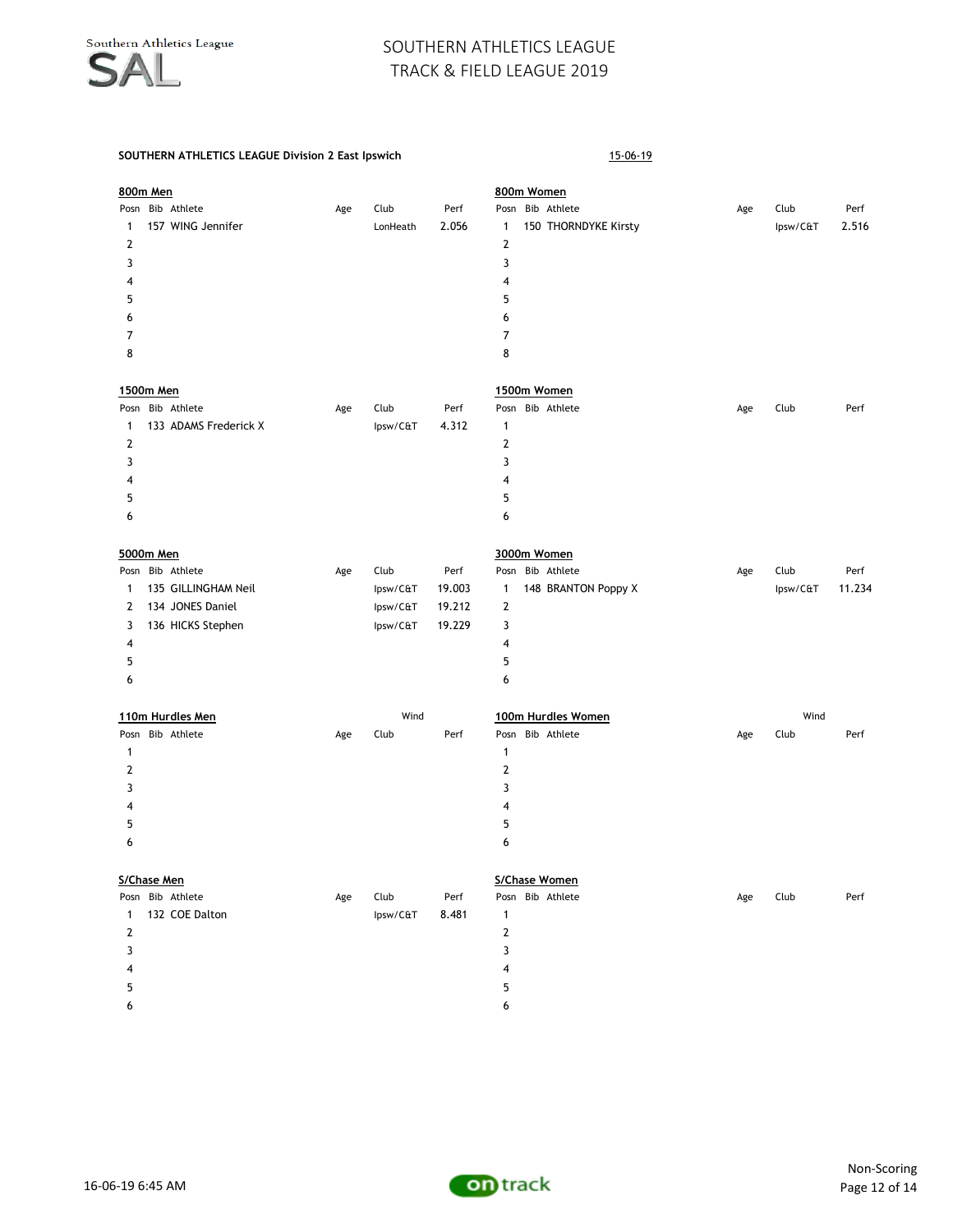# SOUTHERN ATHLETICS LEAGUE
## TRACK & FIELD LEAGUE 2019

**SOUTHERN ATHLETICS LEAGUE Division 2 East Ipswich** 15-06-19

### 800m Men

| Posn | Bib | Athlete | Age | Club | Perf |
|---|---|---|---|---|---|
| 1 | 157 | WING Jennifer | | LonHeath | 2.056 |
| 2 | | | | | |
| 3 | | | | | |
| 4 | | | | | |
| 5 | | | | | |
| 6 | | | | | |
| 7 | | | | | |
| 8 | | | | | |

### 800m Women

| Posn | Bib | Athlete | Age | Club | Perf |
|---|---|---|---|---|---|
| 1 | 150 | THORNDYKE Kirsty | | Ipsw/C&T | 2.516 |
| 2 | | | | | |
| 3 | | | | | |
| 4 | | | | | |
| 5 | | | | | |
| 6 | | | | | |
| 7 | | | | | |
| 8 | | | | | |

### 1500m Men

| Posn | Bib | Athlete | Age | Club | Perf |
|---|---|---|---|---|---|
| 1 | 133 | ADAMS Frederick X | | Ipsw/C&T | 4.312 |
| 2 | | | | | |
| 3 | | | | | |
| 4 | | | | | |
| 5 | | | | | |
| 6 | | | | | |

### 1500m Women

| Posn | Bib | Athlete | Age | Club | Perf |
|---|---|---|---|---|---|
| 1 | | | | | |
| 2 | | | | | |
| 3 | | | | | |
| 4 | | | | | |
| 5 | | | | | |
| 6 | | | | | |

### 5000m Men

| Posn | Bib | Athlete | Age | Club | Perf |
|---|---|---|---|---|---|
| 1 | 135 | GILLINGHAM Neil | | Ipsw/C&T | 19.003 |
| 2 | 134 | JONES Daniel | | Ipsw/C&T | 19.212 |
| 3 | 136 | HICKS Stephen | | Ipsw/C&T | 19.229 |
| 4 | | | | | |
| 5 | | | | | |
| 6 | | | | | |

### 3000m Women

| Posn | Bib | Athlete | Age | Club | Perf |
|---|---|---|---|---|---|
| 1 | 148 | BRANTON Poppy X | | Ipsw/C&T | 11.234 |
| 2 | | | | | |
| 3 | | | | | |
| 4 | | | | | |
| 5 | | | | | |
| 6 | | | | | |

### 110m Hurdles Men

Wind

| Posn | Bib | Athlete | Age | Club | Perf |
|---|---|---|---|---|---|
| 1 | | | | | |
| 2 | | | | | |
| 3 | | | | | |
| 4 | | | | | |
| 5 | | | | | |
| 6 | | | | | |

### 100m Hurdles Women

Wind

| Posn | Bib | Athlete | Age | Club | Perf |
|---|---|---|---|---|---|
| 1 | | | | | |
| 2 | | | | | |
| 3 | | | | | |
| 4 | | | | | |
| 5 | | | | | |
| 6 | | | | | |

### S/Chase Men

| Posn | Bib | Athlete | Age | Club | Perf |
|---|---|---|---|---|---|
| 1 | 132 | COE Dalton | | Ipsw/C&T | 8.481 |
| 2 | | | | | |
| 3 | | | | | |
| 4 | | | | | |
| 5 | | | | | |
| 6 | | | | | |

### S/Chase Women

| Posn | Bib | Athlete | Age | Club | Perf |
|---|---|---|---|---|---|
| 1 | | | | | |
| 2 | | | | | |
| 3 | | | | | |
| 4 | | | | | |
| 5 | | | | | |
| 6 | | | | | |

Non-Scoring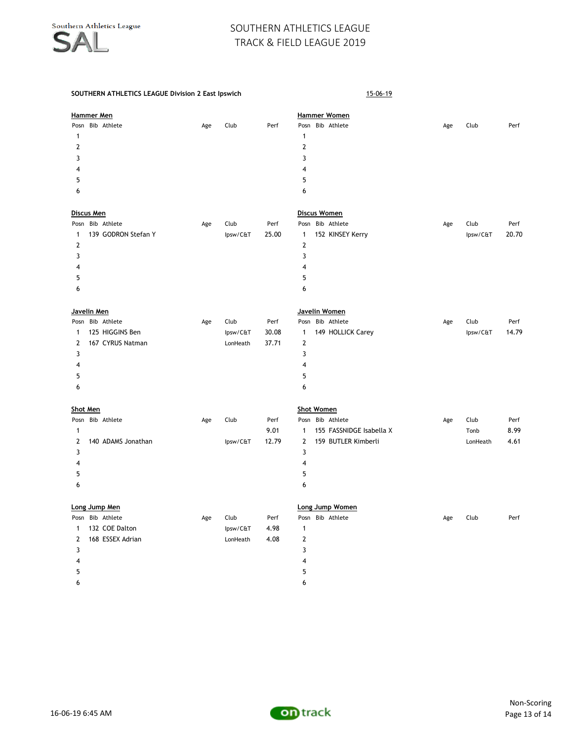# SOUTHERN ATHLETICS LEAGUE
## TRACK & FIELD LEAGUE 2019

**SOUTHERN ATHLETICS LEAGUE Division 2 East Ipswich** 15-06-19

### Hammer Men

| Posn | Bib | Athlete | Age | Club | Perf |
|---|---|---|---|---|---|
| 1 | | | | | |
| 2 | | | | | |
| 3 | | | | | |
| 4 | | | | | |
| 5 | | | | | |
| 6 | | | | | |

### Hammer Women

| Posn | Bib | Athlete | Age | Club | Perf |
|---|---|---|---|---|---|
| 1 | | | | | |
| 2 | | | | | |
| 3 | | | | | |
| 4 | | | | | |
| 5 | | | | | |
| 6 | | | | | |

### Discus Men

| Posn | Bib | Athlete | Age | Club | Perf |
|---|---|---|---|---|---|
| 1 | 139 | GODRON Stefan Y | | Ipsw/C&T | 25.00 |
| 2 | | | | | |
| 3 | | | | | |
| 4 | | | | | |
| 5 | | | | | |
| 6 | | | | | |

### Discus Women

| Posn | Bib | Athlete | Age | Club | Perf |
|---|---|---|---|---|---|
| 1 | 152 | KINSEY Kerry | | Ipsw/C&T | 20.70 |
| 2 | | | | | |
| 3 | | | | | |
| 4 | | | | | |
| 5 | | | | | |
| 6 | | | | | |

### Javelin Men

| Posn | Bib | Athlete | Age | Club | Perf |
|---|---|---|---|---|---|
| 1 | 125 | HIGGINS Ben | | Ipsw/C&T | 30.08 |
| 2 | 167 | CYRUS Natman | | LonHeath | 37.71 |
| 3 | | | | | |
| 4 | | | | | |
| 5 | | | | | |
| 6 | | | | | |

### Javelin Women

| Posn | Bib | Athlete | Age | Club | Perf |
|---|---|---|---|---|---|
| 1 | 149 | HOLLICK Carey | | Ipsw/C&T | 14.79 |
| 2 | | | | | |
| 3 | | | | | |
| 4 | | | | | |
| 5 | | | | | |
| 6 | | | | | |

### Shot Men

| Posn | Bib | Athlete | Age | Club | Perf |
|---|---|---|---|---|---|
| 1 | | | | | 9.01 |
| 2 | 140 | ADAMS Jonathan | | Ipsw/C&T | 12.79 |
| 3 | | | | | |
| 4 | | | | | |
| 5 | | | | | |
| 6 | | | | | |

### Shot Women

| Posn | Bib | Athlete | Age | Club | Perf |
|---|---|---|---|---|---|
| 1 | 155 | FASSNIDGE Isabella X | | Tonb | 8.99 |
| 2 | 159 | BUTLER Kimberli | | LonHeath | 4.61 |
| 3 | | | | | |
| 4 | | | | | |
| 5 | | | | | |
| 6 | | | | | |

### Long Jump Men

| Posn | Bib | Athlete | Age | Club | Perf |
|---|---|---|---|---|---|
| 1 | 132 | COE Dalton | | Ipsw/C&T | 4.98 |
| 2 | 168 | ESSEX Adrian | | LonHeath | 4.08 |
| 3 | | | | | |
| 4 | | | | | |
| 5 | | | | | |
| 6 | | | | | |

### Long Jump Women

| Posn | Bib | Athlete | Age | Club | Perf |
|---|---|---|---|---|---|
| 1 | | | | | |
| 2 | | | | | |
| 3 | | | | | |
| 4 | | | | | |
| 5 | | | | | |
| 6 | | | | | |

16-06-19 6:45 AM

Non-Scoring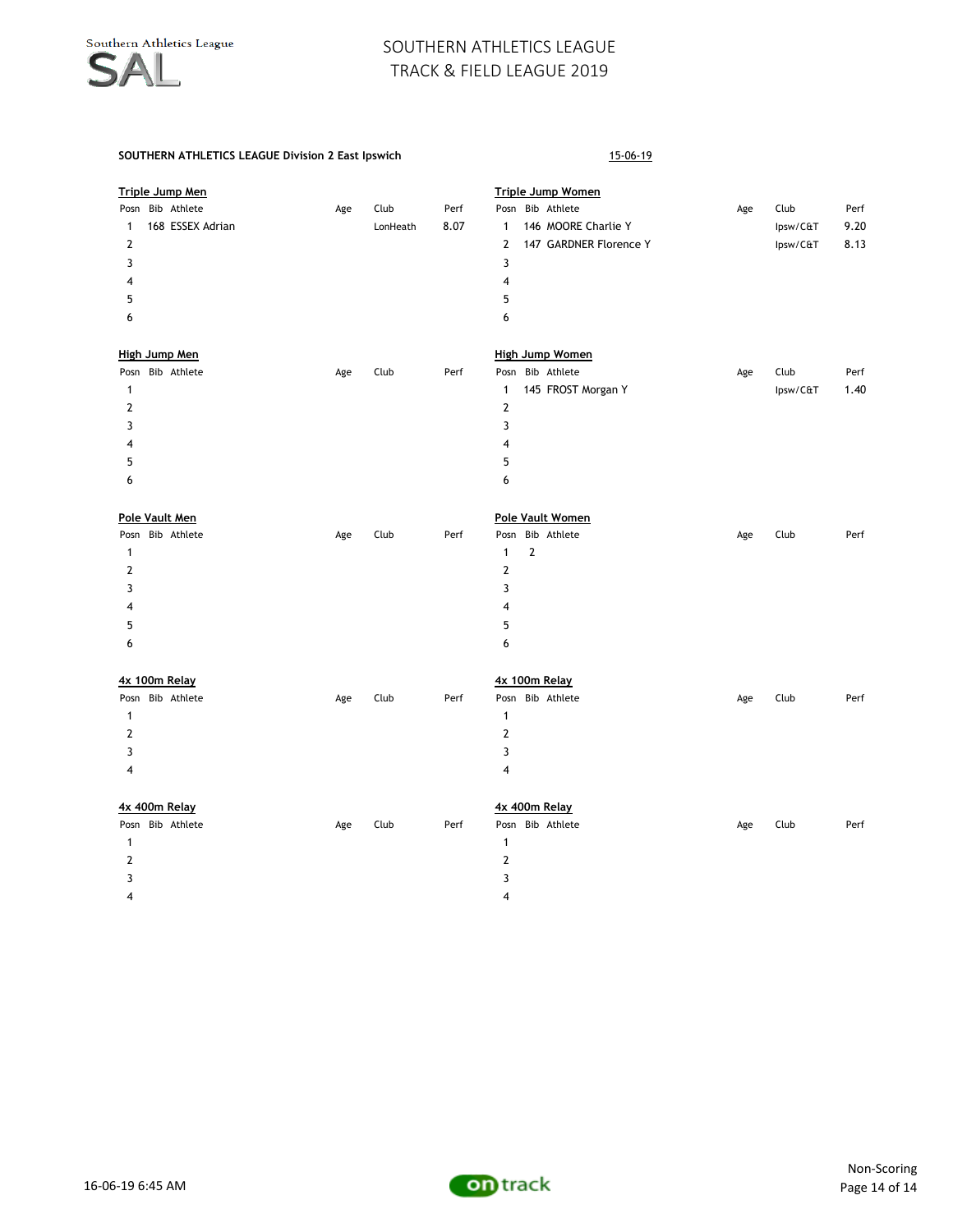# SOUTHERN ATHLETICS LEAGUE
# TRACK & FIELD LEAGUE 2019

**SOUTHERN ATHLETICS LEAGUE Division 2 East Ipswich** 15-06-19

### Triple Jump Men

| Posn | Bib | Athlete | Age | Club | Perf |
|---|---|---|---|---|---|
| 1 | 168 | ESSEX Adrian | | LonHeath | 8.07 |
| 2 | | | | | |
| 3 | | | | | |
| 4 | | | | | |
| 5 | | | | | |
| 6 | | | | | |

### Triple Jump Women

| Posn | Bib | Athlete | Age | Club | Perf |
|---|---|---|---|---|---|
| 1 | 146 | MOORE Charlie Y | | Ipsw/C&T | 9.20 |
| 2 | 147 | GARDNER Florence Y | | Ipsw/C&T | 8.13 |
| 3 | | | | | |
| 4 | | | | | |
| 5 | | | | | |
| 6 | | | | | |

### High Jump Men

| Posn | Bib | Athlete | Age | Club | Perf |
|---|---|---|---|---|---|
| 1 | | | | | |
| 2 | | | | | |
| 3 | | | | | |
| 4 | | | | | |
| 5 | | | | | |
| 6 | | | | | |

### High Jump Women

| Posn | Bib | Athlete | Age | Club | Perf |
|---|---|---|---|---|---|
| 1 | 145 | FROST Morgan Y | | Ipsw/C&T | 1.40 |
| 2 | | | | | |
| 3 | | | | | |
| 4 | | | | | |
| 5 | | | | | |
| 6 | | | | | |

### Pole Vault Men

| Posn | Bib | Athlete | Age | Club | Perf |
|---|---|---|---|---|---|
| 1 | | | | | |
| 2 | | | | | |
| 3 | | | | | |
| 4 | | | | | |
| 5 | | | | | |
| 6 | | | | | |

### Pole Vault Women

| Posn | Bib | Athlete | Age | Club | Perf |
|---|---|---|---|---|---|
| 1 | 2 | | | | |
| 2 | | | | | |
| 3 | | | | | |
| 4 | | | | | |
| 5 | | | | | |
| 6 | | | | | |

### 4x 100m Relay (Men)

| Posn | Bib | Athlete | Age | Club | Perf |
|---|---|---|---|---|---|
| 1 | | | | | |
| 2 | | | | | |
| 3 | | | | | |
| 4 | | | | | |

### 4x 100m Relay (Women)

| Posn | Bib | Athlete | Age | Club | Perf |
|---|---|---|---|---|---|
| 1 | | | | | |
| 2 | | | | | |
| 3 | | | | | |
| 4 | | | | | |

### 4x 400m Relay (Men)

| Posn | Bib | Athlete | Age | Club | Perf |
|---|---|---|---|---|---|
| 1 | | | | | |
| 2 | | | | | |
| 3 | | | | | |
| 4 | | | | | |

### 4x 400m Relay (Women)

| Posn | Bib | Athlete | Age | Club | Perf |
|---|---|---|---|---|---|
| 1 | | | | | |
| 2 | | | | | |
| 3 | | | | | |
| 4 | | | | | |

16-06-19 6:45 AM

Non-Scoring